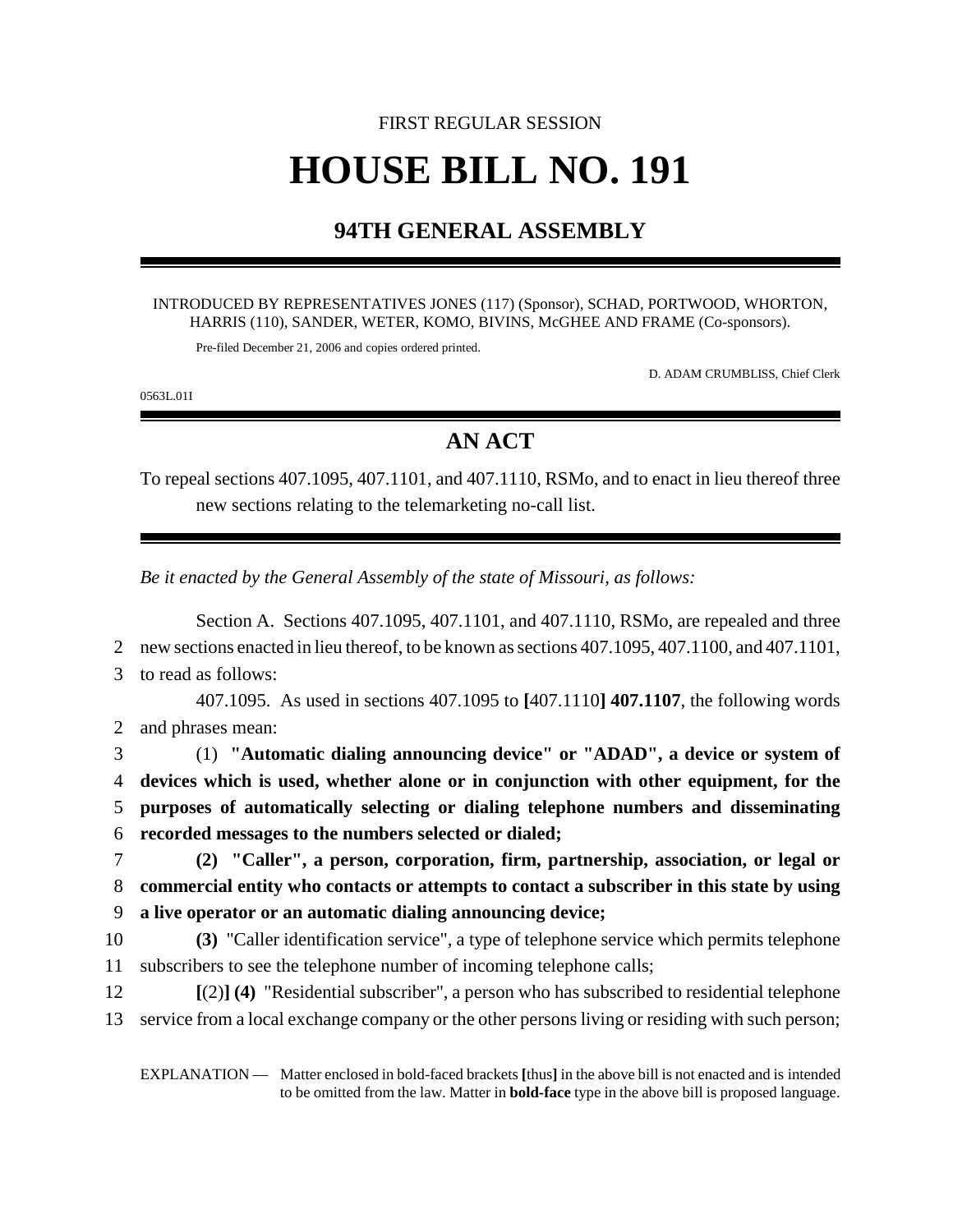FIRST REGULAR SESSION

# HOUSE BILL NO. 191

## 94TH GENERAL ASSEMBLY

INTRODUCED BY REPRESENTATIVES JONES (117) (Sponsor), SCHAD, PORTWOOD, WHORTON, HARRIS (110), SANDER, WETER, KOMO, BIVINS, McGHEE AND FRAME (Co-sponsors).

Pre-filed December 21, 2006 and copies ordered printed.

D. ADAM CRUMBLISS, Chief Clerk

0563L.01I

## AN ACT

To repeal sections 407.1095, 407.1101, and 407.1110, RSMo, and to enact in lieu thereof three new sections relating to the telemarketing no-call list.

*Be it enacted by the General Assembly of the state of Missouri, as follows:*

Section A. Sections 407.1095, 407.1101, and 407.1110, RSMo, are repealed and three new sections enacted in lieu thereof, to be known as sections 407.1095, 407.1100, and 407.1101, to read as follows:

407.1095. As used in sections 407.1095 to **[**407.1110**] 407.1107**, the following words and phrases mean:

(1) **"Automatic dialing announcing device" or "ADAD", a device or system of devices which is used, whether alone or in conjunction with other equipment, for the purposes of automatically selecting or dialing telephone numbers and disseminating recorded messages to the numbers selected or dialed;**

**(2) "Caller", a person, corporation, firm, partnership, association, or legal or commercial entity who contacts or attempts to contact a subscriber in this state by using a live operator or an automatic dialing announcing device;**

**(3)** "Caller identification service", a type of telephone service which permits telephone subscribers to see the telephone number of incoming telephone calls;

**[**(2)**] (4)** "Residential subscriber", a person who has subscribed to residential telephone service from a local exchange company or the other persons living or residing with such person;

EXPLANATION — Matter enclosed in bold-faced brackets **[**thus**]** in the above bill is not enacted and is intended to be omitted from the law. Matter in **bold-face** type in the above bill is proposed language.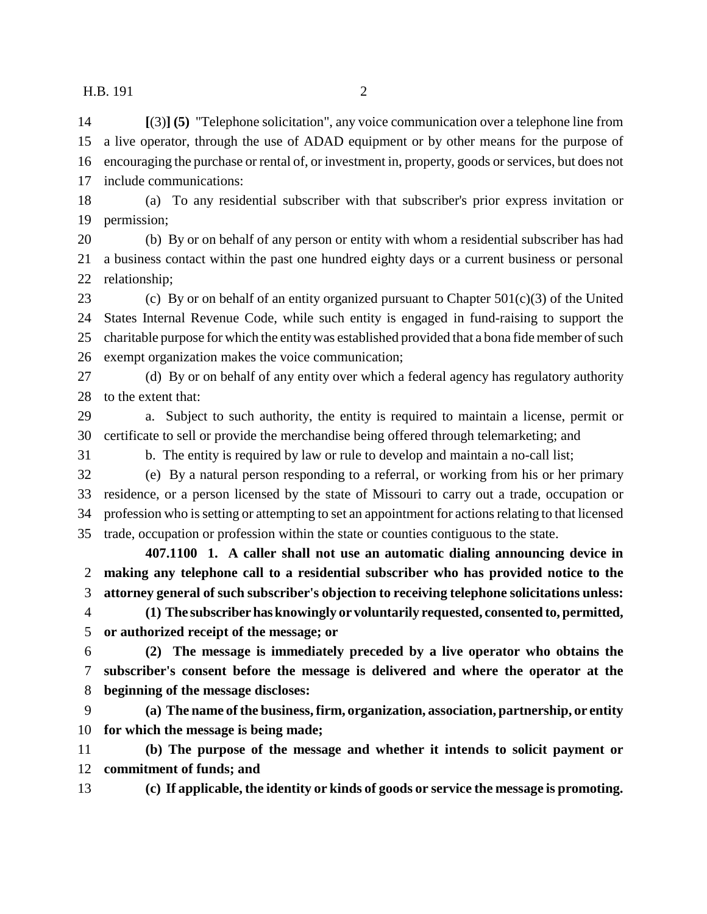**[**(3)**] (5)** "Telephone solicitation", any voice communication over a telephone line from a live operator, through the use of ADAD equipment or by other means for the purpose of encouraging the purchase or rental of, or investment in, property, goods or services, but does not include communications:

(a) To any residential subscriber with that subscriber's prior express invitation or permission;

(b) By or on behalf of any person or entity with whom a residential subscriber has had a business contact within the past one hundred eighty days or a current business or personal relationship;

(c) By or on behalf of an entity organized pursuant to Chapter 501(c)(3) of the United States Internal Revenue Code, while such entity is engaged in fund-raising to support the charitable purpose for which the entity was established provided that a bona fide member of such exempt organization makes the voice communication;

(d) By or on behalf of any entity over which a federal agency has regulatory authority to the extent that:

a. Subject to such authority, the entity is required to maintain a license, permit or certificate to sell or provide the merchandise being offered through telemarketing; and

b. The entity is required by law or rule to develop and maintain a no-call list;

(e) By a natural person responding to a referral, or working from his or her primary residence, or a person licensed by the state of Missouri to carry out a trade, occupation or profession who is setting or attempting to set an appointment for actions relating to that licensed trade, occupation or profession within the state or counties contiguous to the state.

**407.1100 1. A caller shall not use an automatic dialing announcing device in making any telephone call to a residential subscriber who has provided notice to the attorney general of such subscriber's objection to receiving telephone solicitations unless:**

**(1) The subscriber has knowingly or voluntarily requested, consented to, permitted, or authorized receipt of the message; or**

**(2) The message is immediately preceded by a live operator who obtains the subscriber's consent before the message is delivered and where the operator at the beginning of the message discloses:**

**(a) The name of the business, firm, organization, association, partnership, or entity for which the message is being made;**

**(b) The purpose of the message and whether it intends to solicit payment or commitment of funds; and**

**(c) If applicable, the identity or kinds of goods or service the message is promoting.**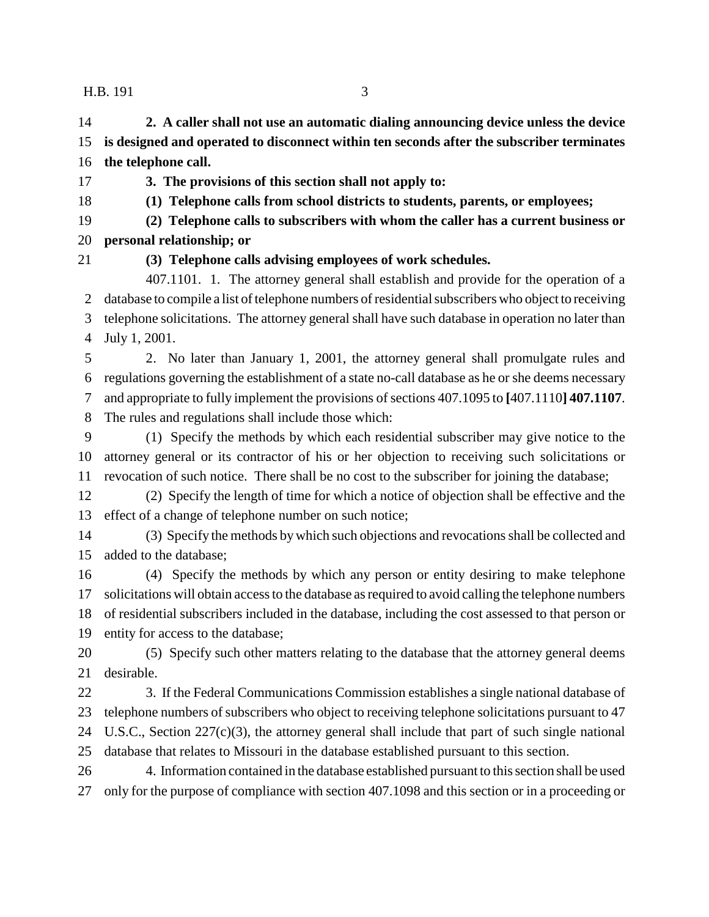**2. A caller shall not use an automatic dialing announcing device unless the device is designed and operated to disconnect within ten seconds after the subscriber terminates the telephone call.**

**3. The provisions of this section shall not apply to:**

**(1) Telephone calls from school districts to students, parents, or employees;**

**(2) Telephone calls to subscribers with whom the caller has a current business or personal relationship; or**

**(3) Telephone calls advising employees of work schedules.**

407.1101. 1. The attorney general shall establish and provide for the operation of a database to compile a list of telephone numbers of residential subscribers who object to receiving telephone solicitations. The attorney general shall have such database in operation no later than July 1, 2001.

2. No later than January 1, 2001, the attorney general shall promulgate rules and regulations governing the establishment of a state no-call database as he or she deems necessary and appropriate to fully implement the provisions of sections 407.1095 to **[**407.1110**] 407.1107**. The rules and regulations shall include those which:

(1) Specify the methods by which each residential subscriber may give notice to the attorney general or its contractor of his or her objection to receiving such solicitations or revocation of such notice. There shall be no cost to the subscriber for joining the database;

(2) Specify the length of time for which a notice of objection shall be effective and the effect of a change of telephone number on such notice;

(3) Specify the methods by which such objections and revocations shall be collected and added to the database;

(4) Specify the methods by which any person or entity desiring to make telephone solicitations will obtain access to the database as required to avoid calling the telephone numbers of residential subscribers included in the database, including the cost assessed to that person or entity for access to the database;

(5) Specify such other matters relating to the database that the attorney general deems desirable.

3. If the Federal Communications Commission establishes a single national database of telephone numbers of subscribers who object to receiving telephone solicitations pursuant to 47 U.S.C., Section 227(c)(3), the attorney general shall include that part of such single national database that relates to Missouri in the database established pursuant to this section.

4. Information contained in the database established pursuant to this section shall be used only for the purpose of compliance with section 407.1098 and this section or in a proceeding or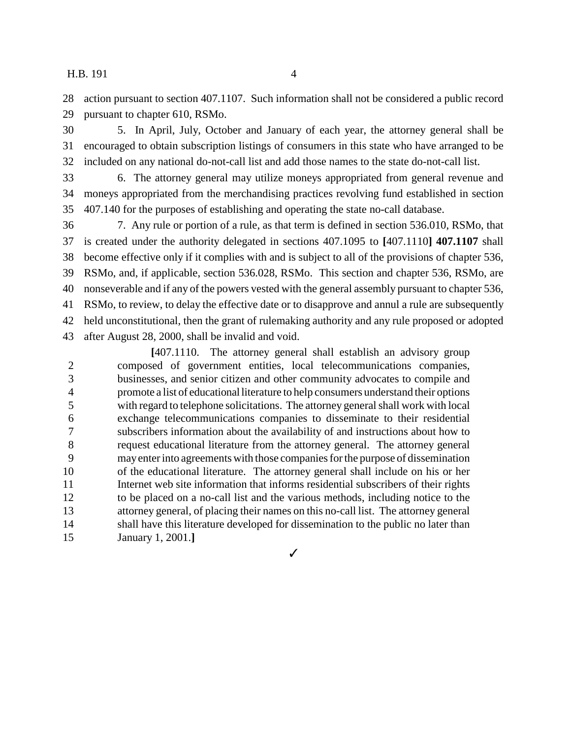28 action pursuant to section 407.1107. Such information shall not be considered a public record
29 pursuant to chapter 610, RSMo.

30 5. In April, July, October and January of each year, the attorney general shall be
31 encouraged to obtain subscription listings of consumers in this state who have arranged to be
32 included on any national do-not-call list and add those names to the state do-not-call list.

33 6. The attorney general may utilize moneys appropriated from general revenue and
34 moneys appropriated from the merchandising practices revolving fund established in section
35 407.140 for the purposes of establishing and operating the state no-call database.

36 7. Any rule or portion of a rule, as that term is defined in section 536.010, RSMo, that
37 is created under the authority delegated in sections 407.1095 to **[**407.1110**]** **407.1107** shall
38 become effective only if it complies with and is subject to all of the provisions of chapter 536,
39 RSMo, and, if applicable, section 536.028, RSMo. This section and chapter 536, RSMo, are
40 nonseverable and if any of the powers vested with the general assembly pursuant to chapter 536,
41 RSMo, to review, to delay the effective date or to disapprove and annul a rule are subsequently
42 held unconstitutional, then the grant of rulemaking authority and any rule proposed or adopted
43 after August 28, 2000, shall be invalid and void.

> **[**407.1110. The attorney general shall establish an advisory group
> 2 composed of government entities, local telecommunications companies,
> 3 businesses, and senior citizen and other community advocates to compile and
> 4 promote a list of educational literature to help consumers understand their options
> 5 with regard to telephone solicitations. The attorney general shall work with local
> 6 exchange telecommunications companies to disseminate to their residential
> 7 subscribers information about the availability of and instructions about how to
> 8 request educational literature from the attorney general. The attorney general
> 9 may enter into agreements with those companies for the purpose of dissemination
> 10 of the educational literature. The attorney general shall include on his or her
> 11 Internet web site information that informs residential subscribers of their rights
> 12 to be placed on a no-call list and the various methods, including notice to the
> 13 attorney general, of placing their names on this no-call list. The attorney general
> 14 shall have this literature developed for dissemination to the public no later than
> 15 January 1, 2001.**]**

✓